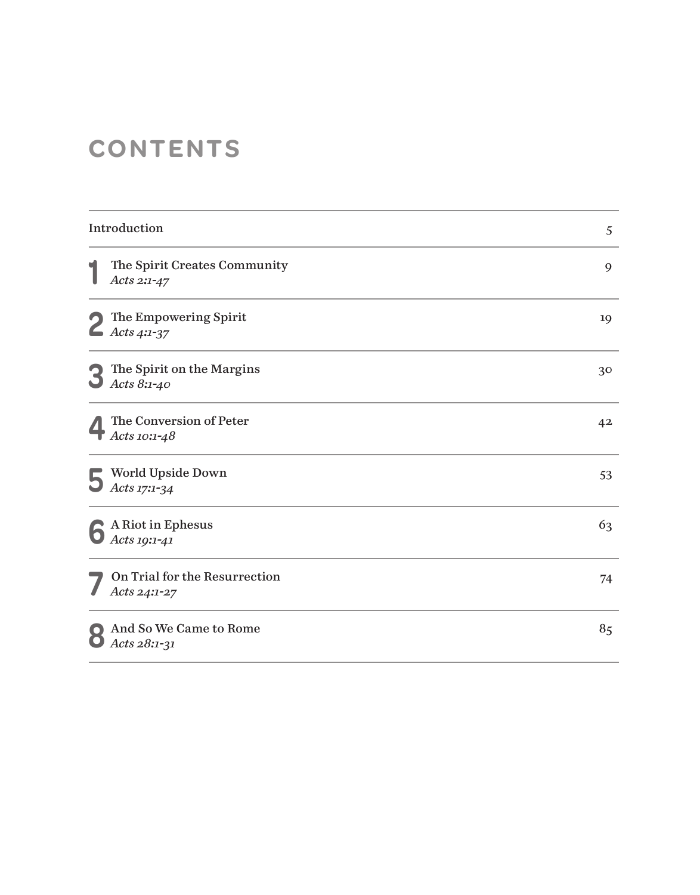# CONTENTS

| | | |
|---|---|---|
| | Introduction | 5 |
| 1 | The Spirit Creates Community<br>*Acts 2:1-47* | 9 |
| 2 | The Empowering Spirit<br>*Acts 4:1-37* | 19 |
| 3 | The Spirit on the Margins<br>*Acts 8:1-40* | 30 |
| 4 | The Conversion of Peter<br>*Acts 10:1-48* | 42 |
| 5 | World Upside Down<br>*Acts 17:1-34* | 53 |
| 6 | A Riot in Ephesus<br>*Acts 19:1-41* | 63 |
| 7 | On Trial for the Resurrection<br>*Acts 24:1-27* | 74 |
| 8 | And So We Came to Rome<br>*Acts 28:1-31* | 85 |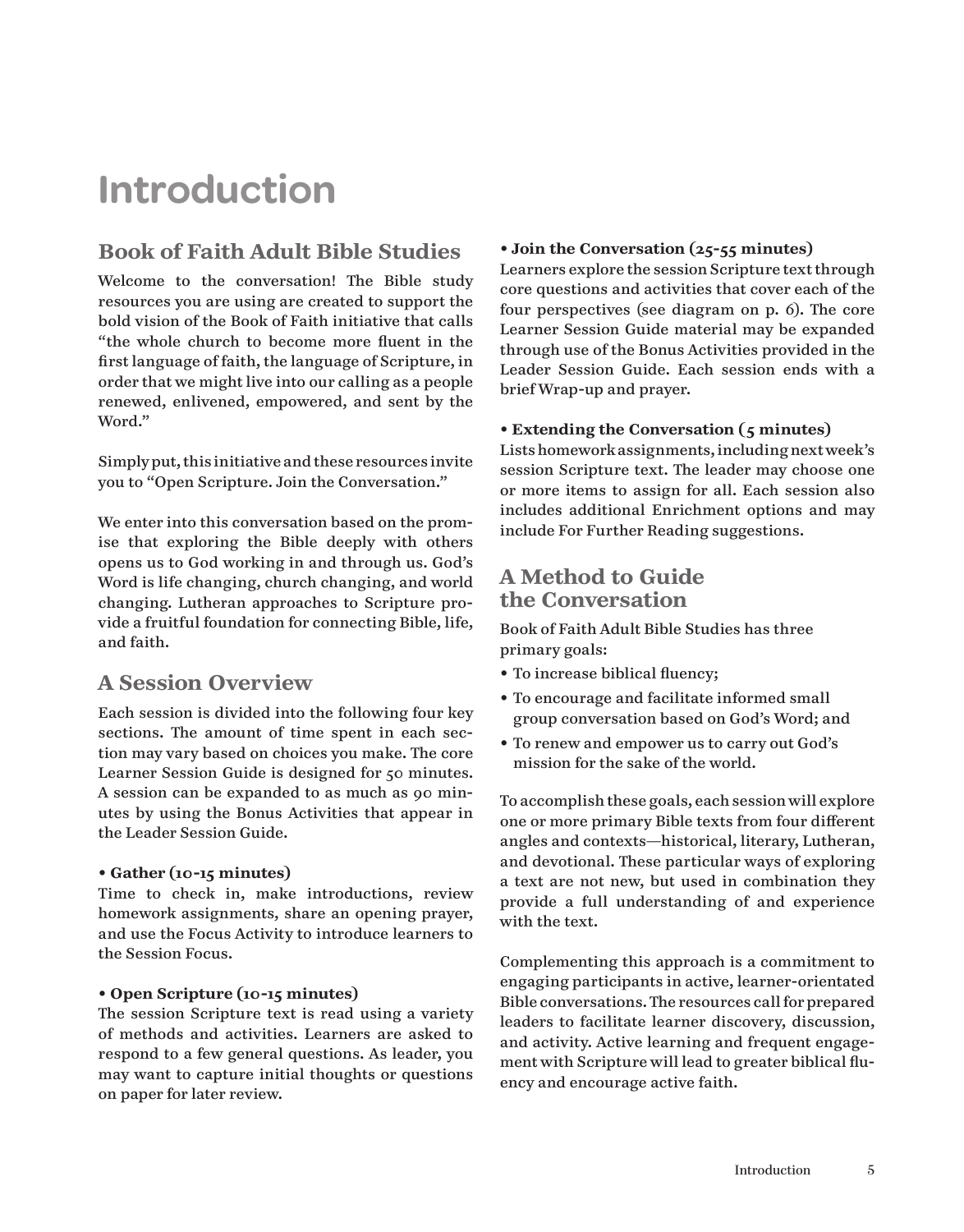# Introduction

## Book of Faith Adult Bible Studies

Welcome to the conversation! The Bible study resources you are using are created to support the bold vision of the Book of Faith initiative that calls "the whole church to become more fluent in the first language of faith, the language of Scripture, in order that we might live into our calling as a people renewed, enlivened, empowered, and sent by the Word."

Simply put, this initiative and these resources invite you to "Open Scripture. Join the Conversation."

We enter into this conversation based on the promise that exploring the Bible deeply with others opens us to God working in and through us. God's Word is life changing, church changing, and world changing. Lutheran approaches to Scripture provide a fruitful foundation for connecting Bible, life, and faith.

## A Session Overview

Each session is divided into the following four key sections. The amount of time spent in each section may vary based on choices you make. The core Learner Session Guide is designed for 50 minutes. A session can be expanded to as much as 90 minutes by using the Bonus Activities that appear in the Leader Session Guide.

**• Gather (10-15 minutes)**
Time to check in, make introductions, review homework assignments, share an opening prayer, and use the Focus Activity to introduce learners to the Session Focus.

**• Open Scripture (10-15 minutes)**
The session Scripture text is read using a variety of methods and activities. Learners are asked to respond to a few general questions. As leader, you may want to capture initial thoughts or questions on paper for later review.

**• Join the Conversation (25-55 minutes)**
Learners explore the session Scripture text through core questions and activities that cover each of the four perspectives (see diagram on p. 6). The core Learner Session Guide material may be expanded through use of the Bonus Activities provided in the Leader Session Guide. Each session ends with a brief Wrap-up and prayer.

**• Extending the Conversation (5 minutes)**
Lists homework assignments, including next week's session Scripture text. The leader may choose one or more items to assign for all. Each session also includes additional Enrichment options and may include For Further Reading suggestions.

## A Method to Guide the Conversation

Book of Faith Adult Bible Studies has three primary goals:

- To increase biblical fluency;
- To encourage and facilitate informed small group conversation based on God's Word; and
- To renew and empower us to carry out God's mission for the sake of the world.

To accomplish these goals, each session will explore one or more primary Bible texts from four different angles and contexts—historical, literary, Lutheran, and devotional. These particular ways of exploring a text are not new, but used in combination they provide a full understanding of and experience with the text.

Complementing this approach is a commitment to engaging participants in active, learner-orientated Bible conversations. The resources call for prepared leaders to facilitate learner discovery, discussion, and activity. Active learning and frequent engagement with Scripture will lead to greater biblical fluency and encourage active faith.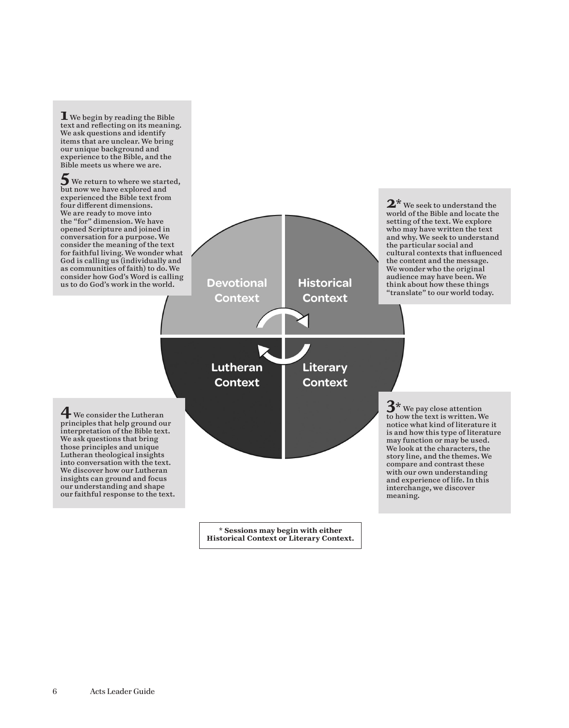**1** We begin by reading the Bible text and reflecting on its meaning. We ask questions and identify items that are unclear. We bring our unique background and experience to the Bible, and the Bible meets us where we are.

**2*** We seek to understand the world of the Bible and locate the setting of the text. We explore who may have written the text and why. We seek to understand the particular social and cultural contexts that influenced the content and the message. We wonder who the original audience may have been. We think about how these things "translate" to our world today.

**Devotional Context**

**Historical Context**

**Lutheran Context**

**Literary Context**

**3*** We pay close attention to how the text is written. We notice what kind of literature it is and how this type of literature may function or may be used. We look at the characters, the story line, and the themes. We compare and contrast these with our own understanding and experience of life. In this interchange, we discover meaning.

**4** We consider the Lutheran principles that help ground our interpretation of the Bible text. We ask questions that bring those principles and unique Lutheran theological insights into conversation with the text. We discover how our Lutheran insights can ground and focus our understanding and shape our faithful response to the text.

**5** We return to where we started, but now we have explored and experienced the Bible text from four different dimensions. We are ready to move into the "for" dimension. We have opened Scripture and joined in conversation for a purpose. We consider the meaning of the text for faithful living. We wonder what God is calling us (individually and as communities of faith) to do. We consider how God's Word is calling us to do God's work in the world.

**\* Sessions may begin with either Historical Context or Literary Context.**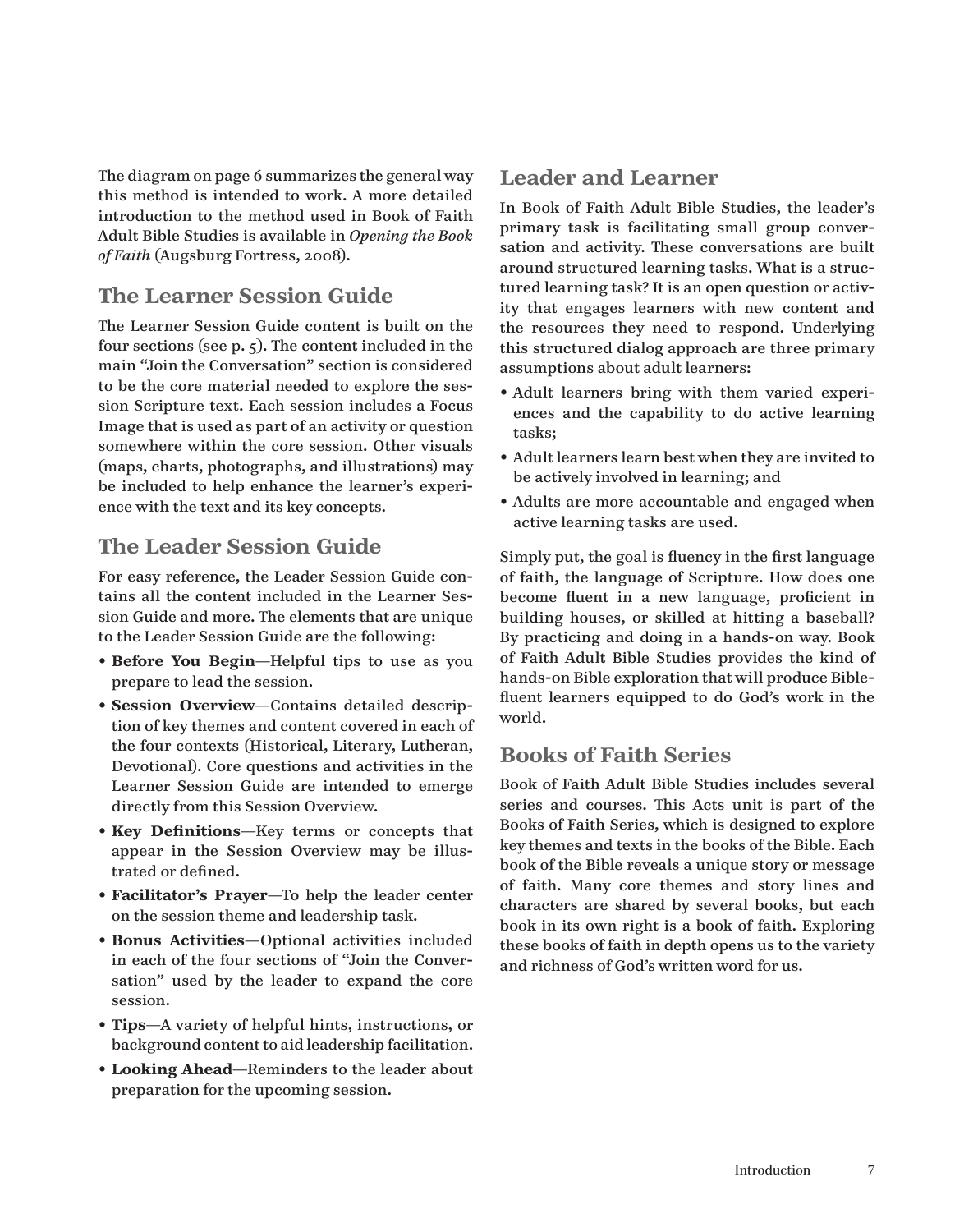The diagram on page 6 summarizes the general way this method is intended to work. A more detailed introduction to the method used in Book of Faith Adult Bible Studies is available in *Opening the Book of Faith* (Augsburg Fortress, 2008).

## The Learner Session Guide

The Learner Session Guide content is built on the four sections (see p. 5). The content included in the main "Join the Conversation" section is considered to be the core material needed to explore the session Scripture text. Each session includes a Focus Image that is used as part of an activity or question somewhere within the core session. Other visuals (maps, charts, photographs, and illustrations) may be included to help enhance the learner's experience with the text and its key concepts.

## The Leader Session Guide

For easy reference, the Leader Session Guide contains all the content included in the Learner Session Guide and more. The elements that are unique to the Leader Session Guide are the following:

- **Before You Begin**—Helpful tips to use as you prepare to lead the session.
- **Session Overview**—Contains detailed description of key themes and content covered in each of the four contexts (Historical, Literary, Lutheran, Devotional). Core questions and activities in the Learner Session Guide are intended to emerge directly from this Session Overview.
- **Key Definitions**—Key terms or concepts that appear in the Session Overview may be illustrated or defined.
- **Facilitator's Prayer**—To help the leader center on the session theme and leadership task.
- **Bonus Activities**—Optional activities included in each of the four sections of "Join the Conversation" used by the leader to expand the core session.
- **Tips**—A variety of helpful hints, instructions, or background content to aid leadership facilitation.
- **Looking Ahead**—Reminders to the leader about preparation for the upcoming session.

## Leader and Learner

In Book of Faith Adult Bible Studies, the leader's primary task is facilitating small group conversation and activity. These conversations are built around structured learning tasks. What is a structured learning task? It is an open question or activity that engages learners with new content and the resources they need to respond. Underlying this structured dialog approach are three primary assumptions about adult learners:

- Adult learners bring with them varied experiences and the capability to do active learning tasks;
- Adult learners learn best when they are invited to be actively involved in learning; and
- Adults are more accountable and engaged when active learning tasks are used.

Simply put, the goal is fluency in the first language of faith, the language of Scripture. How does one become fluent in a new language, proficient in building houses, or skilled at hitting a baseball? By practicing and doing in a hands-on way. Book of Faith Adult Bible Studies provides the kind of hands-on Bible exploration that will produce Bible-fluent learners equipped to do God's work in the world.

## Books of Faith Series

Book of Faith Adult Bible Studies includes several series and courses. This Acts unit is part of the Books of Faith Series, which is designed to explore key themes and texts in the books of the Bible. Each book of the Bible reveals a unique story or message of faith. Many core themes and story lines and characters are shared by several books, but each book in its own right is a book of faith. Exploring these books of faith in depth opens us to the variety and richness of God's written word for us.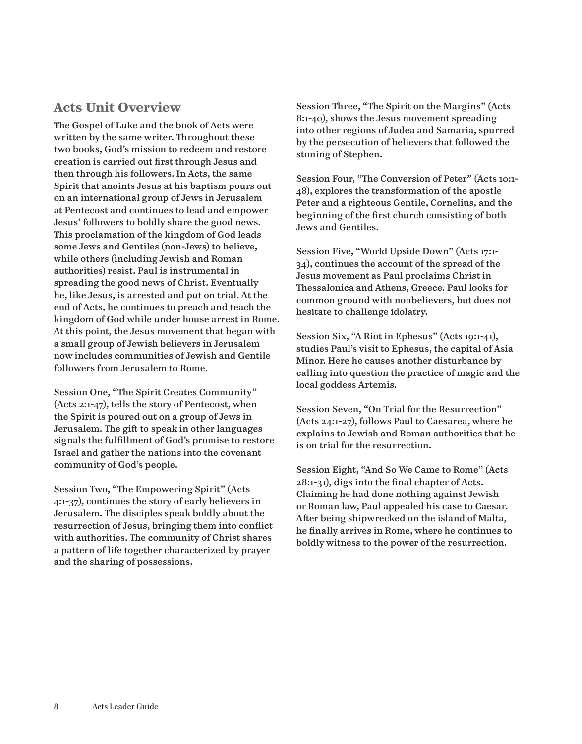## Acts Unit Overview

The Gospel of Luke and the book of Acts were written by the same writer. Throughout these two books, God's mission to redeem and restore creation is carried out first through Jesus and then through his followers. In Acts, the same Spirit that anoints Jesus at his baptism pours out on an international group of Jews in Jerusalem at Pentecost and continues to lead and empower Jesus' followers to boldly share the good news. This proclamation of the kingdom of God leads some Jews and Gentiles (non-Jews) to believe, while others (including Jewish and Roman authorities) resist. Paul is instrumental in spreading the good news of Christ. Eventually he, like Jesus, is arrested and put on trial. At the end of Acts, he continues to preach and teach the kingdom of God while under house arrest in Rome. At this point, the Jesus movement that began with a small group of Jewish believers in Jerusalem now includes communities of Jewish and Gentile followers from Jerusalem to Rome.

Session One, "The Spirit Creates Community" (Acts 2:1-47), tells the story of Pentecost, when the Spirit is poured out on a group of Jews in Jerusalem. The gift to speak in other languages signals the fulfillment of God's promise to restore Israel and gather the nations into the covenant community of God's people.

Session Two, "The Empowering Spirit" (Acts 4:1-37), continues the story of early believers in Jerusalem. The disciples speak boldly about the resurrection of Jesus, bringing them into conflict with authorities. The community of Christ shares a pattern of life together characterized by prayer and the sharing of possessions.

Session Three, "The Spirit on the Margins" (Acts 8:1-40), shows the Jesus movement spreading into other regions of Judea and Samaria, spurred by the persecution of believers that followed the stoning of Stephen.

Session Four, "The Conversion of Peter" (Acts 10:1-48), explores the transformation of the apostle Peter and a righteous Gentile, Cornelius, and the beginning of the first church consisting of both Jews and Gentiles.

Session Five, "World Upside Down" (Acts 17:1-34), continues the account of the spread of the Jesus movement as Paul proclaims Christ in Thessalonica and Athens, Greece. Paul looks for common ground with nonbelievers, but does not hesitate to challenge idolatry.

Session Six, "A Riot in Ephesus" (Acts 19:1-41), studies Paul's visit to Ephesus, the capital of Asia Minor. Here he causes another disturbance by calling into question the practice of magic and the local goddess Artemis.

Session Seven, "On Trial for the Resurrection" (Acts 24:1-27), follows Paul to Caesarea, where he explains to Jewish and Roman authorities that he is on trial for the resurrection.

Session Eight, "And So We Came to Rome" (Acts 28:1-31), digs into the final chapter of Acts. Claiming he had done nothing against Jewish or Roman law, Paul appealed his case to Caesar. After being shipwrecked on the island of Malta, he finally arrives in Rome, where he continues to boldly witness to the power of the resurrection.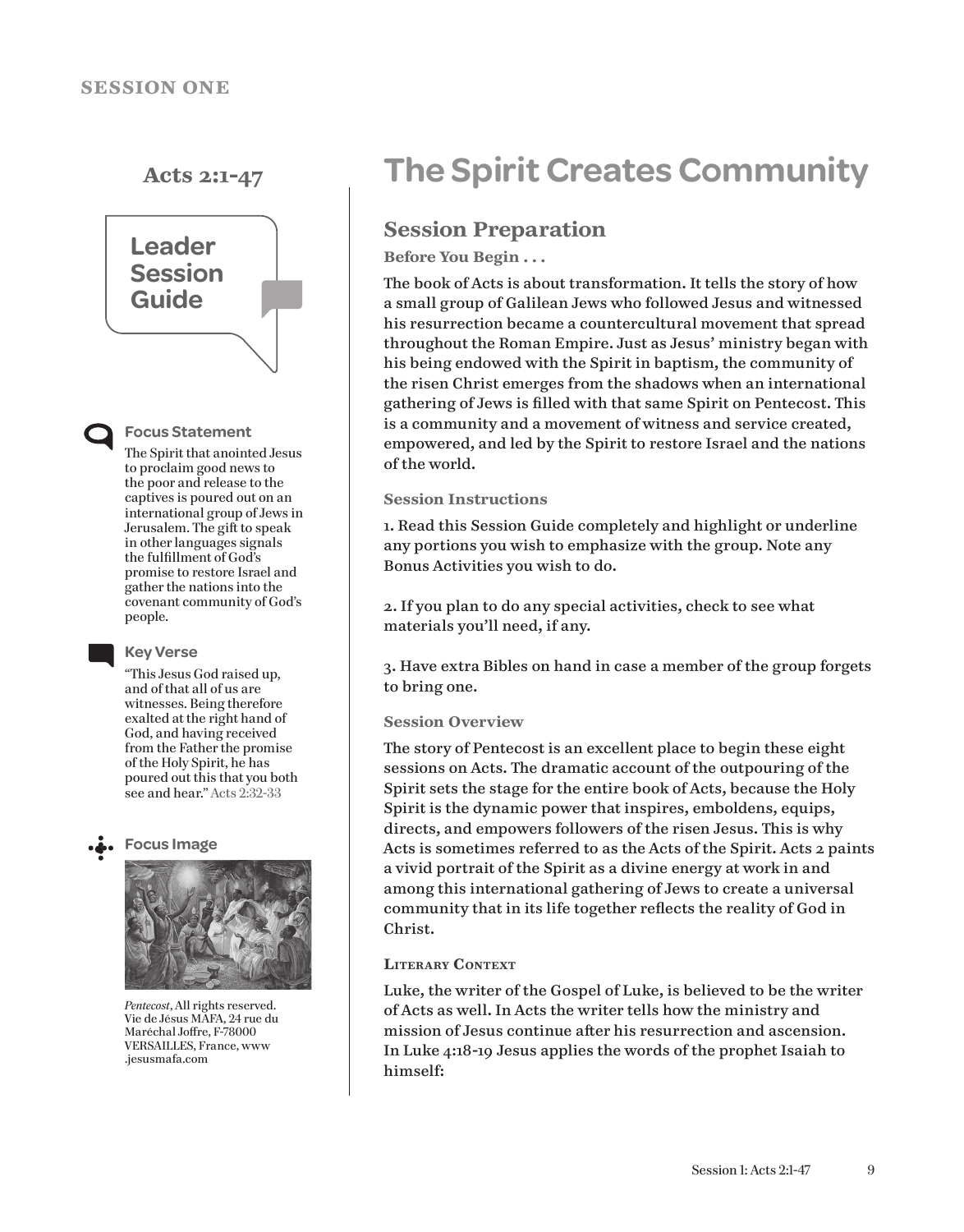SESSION ONE

## Acts 2:1-47

**Leader Session Guide**

### Focus Statement

The Spirit that anointed Jesus to proclaim good news to the poor and release to the captives is poured out on an international group of Jews in Jerusalem. The gift to speak in other languages signals the fulfillment of God's promise to restore Israel and gather the nations into the covenant community of God's people.

### Key Verse

"This Jesus God raised up, and of that all of us are witnesses. Being therefore exalted at the right hand of God, and having received from the Father the promise of the Holy Spirit, he has poured out this that you both see and hear." Acts 2:32-33

### Focus Image

*Pentecost*, All rights reserved. Vie de Jésus MAFA, 24 rue du Maréchal Joffre, F-78000 VERSAILLES, France, www.jesusmafa.com

# The Spirit Creates Community

## Session Preparation

**Before You Begin . . .**

The book of Acts is about transformation. It tells the story of how a small group of Galilean Jews who followed Jesus and witnessed his resurrection became a countercultural movement that spread throughout the Roman Empire. Just as Jesus' ministry began with his being endowed with the Spirit in baptism, the community of the risen Christ emerges from the shadows when an international gathering of Jews is filled with that same Spirit on Pentecost. This is a community and a movement of witness and service created, empowered, and led by the Spirit to restore Israel and the nations of the world.

**Session Instructions**

1. Read this Session Guide completely and highlight or underline any portions you wish to emphasize with the group. Note any Bonus Activities you wish to do.

2. If you plan to do any special activities, check to see what materials you'll need, if any.

3. Have extra Bibles on hand in case a member of the group forgets to bring one.

**Session Overview**

The story of Pentecost is an excellent place to begin these eight sessions on Acts. The dramatic account of the outpouring of the Spirit sets the stage for the entire book of Acts, because the Holy Spirit is the dynamic power that inspires, emboldens, equips, directs, and empowers followers of the risen Jesus. This is why Acts is sometimes referred to as the Acts of the Spirit. Acts 2 paints a vivid portrait of the Spirit as a divine energy at work in and among this international gathering of Jews to create a universal community that in its life together reflects the reality of God in Christ.

**Literary Context**

Luke, the writer of the Gospel of Luke, is believed to be the writer of Acts as well. In Acts the writer tells how the ministry and mission of Jesus continue after his resurrection and ascension. In Luke 4:18-19 Jesus applies the words of the prophet Isaiah to himself: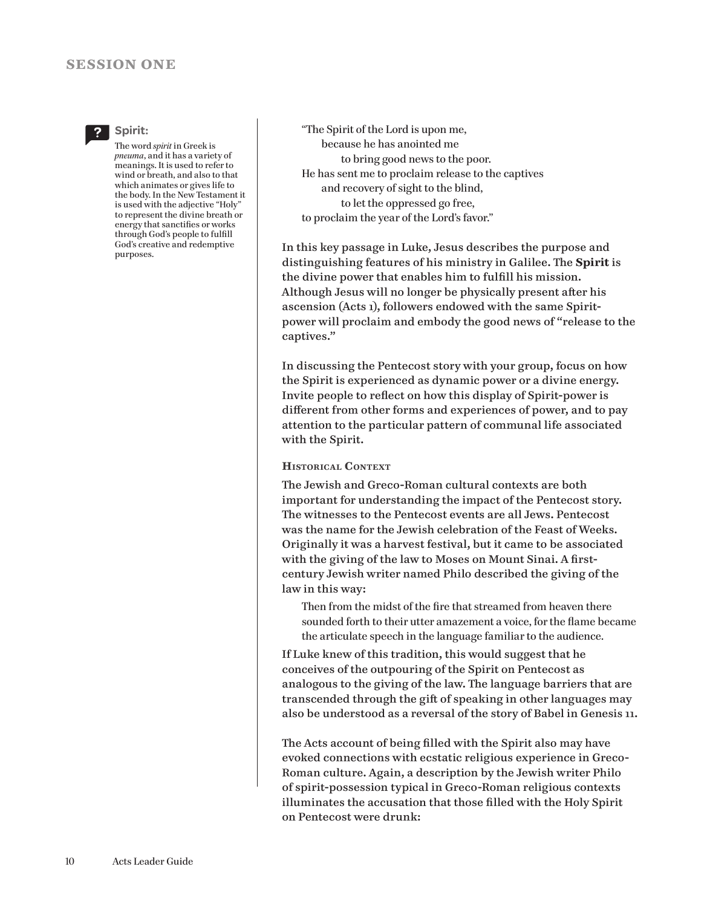> **Spirit:**
> The word *spirit* in Greek is *pneuma*, and it has a variety of meanings. It is used to refer to wind or breath, and also to that which animates or gives life to the body. In the New Testament it is used with the adjective "Holy" to represent the divine breath or energy that sanctifies or works through God's people to fulfill God's creative and redemptive purposes.

> "The Spirit of the Lord is upon me,
> because he has anointed me
> to bring good news to the poor.
> He has sent me to proclaim release to the captives
> and recovery of sight to the blind,
> to let the oppressed go free,
> to proclaim the year of the Lord's favor."

In this key passage in Luke, Jesus describes the purpose and distinguishing features of his ministry in Galilee. The **Spirit** is the divine power that enables him to fulfill his mission. Although Jesus will no longer be physically present after his ascension (Acts 1), followers endowed with the same Spirit-power will proclaim and embody the good news of "release to the captives."

In discussing the Pentecost story with your group, focus on how the Spirit is experienced as dynamic power or a divine energy. Invite people to reflect on how this display of Spirit-power is different from other forms and experiences of power, and to pay attention to the particular pattern of communal life associated with the Spirit.

### Historical Context

The Jewish and Greco-Roman cultural contexts are both important for understanding the impact of the Pentecost story. The witnesses to the Pentecost events are all Jews. Pentecost was the name for the Jewish celebration of the Feast of Weeks. Originally it was a harvest festival, but it came to be associated with the giving of the law to Moses on Mount Sinai. A first-century Jewish writer named Philo described the giving of the law in this way:

> Then from the midst of the fire that streamed from heaven there sounded forth to their utter amazement a voice, for the flame became the articulate speech in the language familiar to the audience.

If Luke knew of this tradition, this would suggest that he conceives of the outpouring of the Spirit on Pentecost as analogous to the giving of the law. The language barriers that are transcended through the gift of speaking in other languages may also be understood as a reversal of the story of Babel in Genesis 11.

The Acts account of being filled with the Spirit also may have evoked connections with ecstatic religious experience in Greco-Roman culture. Again, a description by the Jewish writer Philo of spirit-possession typical in Greco-Roman religious contexts illuminates the accusation that those filled with the Holy Spirit on Pentecost were drunk: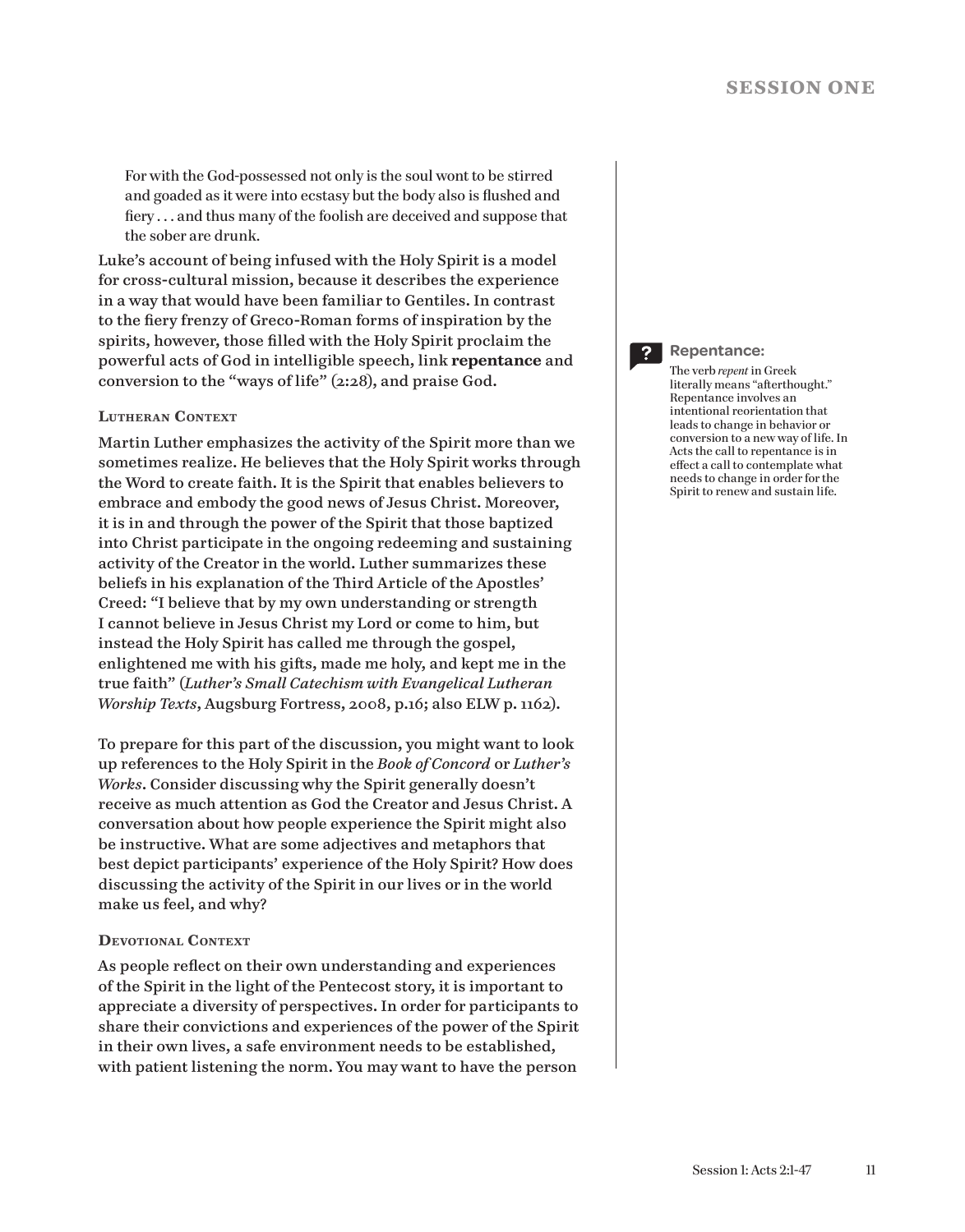> For with the God-possessed not only is the soul wont to be stirred and goaded as it were into ecstasy but the body also is flushed and fiery . . . and thus many of the foolish are deceived and suppose that the sober are drunk.

Luke's account of being infused with the Holy Spirit is a model for cross-cultural mission, because it describes the experience in a way that would have been familiar to Gentiles. In contrast to the fiery frenzy of Greco-Roman forms of inspiration by the spirits, however, those filled with the Holy Spirit proclaim the powerful acts of God in intelligible speech, link **repentance** and conversion to the "ways of life" (2:28), and praise God.

**Repentance:**
The verb *repent* in Greek literally means "afterthought." Repentance involves an intentional reorientation that leads to change in behavior or conversion to a new way of life. In Acts the call to repentance is in effect a call to contemplate what needs to change in order for the Spirit to renew and sustain life.

### Lutheran Context

Martin Luther emphasizes the activity of the Spirit more than we sometimes realize. He believes that the Holy Spirit works through the Word to create faith. It is the Spirit that enables believers to embrace and embody the good news of Jesus Christ. Moreover, it is in and through the power of the Spirit that those baptized into Christ participate in the ongoing redeeming and sustaining activity of the Creator in the world. Luther summarizes these beliefs in his explanation of the Third Article of the Apostles' Creed: "I believe that by my own understanding or strength I cannot believe in Jesus Christ my Lord or come to him, but instead the Holy Spirit has called me through the gospel, enlightened me with his gifts, made me holy, and kept me in the true faith" (*Luther's Small Catechism with Evangelical Lutheran Worship Texts*, Augsburg Fortress, 2008, p.16; also ELW p. 1162).

To prepare for this part of the discussion, you might want to look up references to the Holy Spirit in the *Book of Concord* or *Luther's Works*. Consider discussing why the Spirit generally doesn't receive as much attention as God the Creator and Jesus Christ. A conversation about how people experience the Spirit might also be instructive. What are some adjectives and metaphors that best depict participants' experience of the Holy Spirit? How does discussing the activity of the Spirit in our lives or in the world make us feel, and why?

### Devotional Context

As people reflect on their own understanding and experiences of the Spirit in the light of the Pentecost story, it is important to appreciate a diversity of perspectives. In order for participants to share their convictions and experiences of the power of the Spirit in their own lives, a safe environment needs to be established, with patient listening the norm. You may want to have the person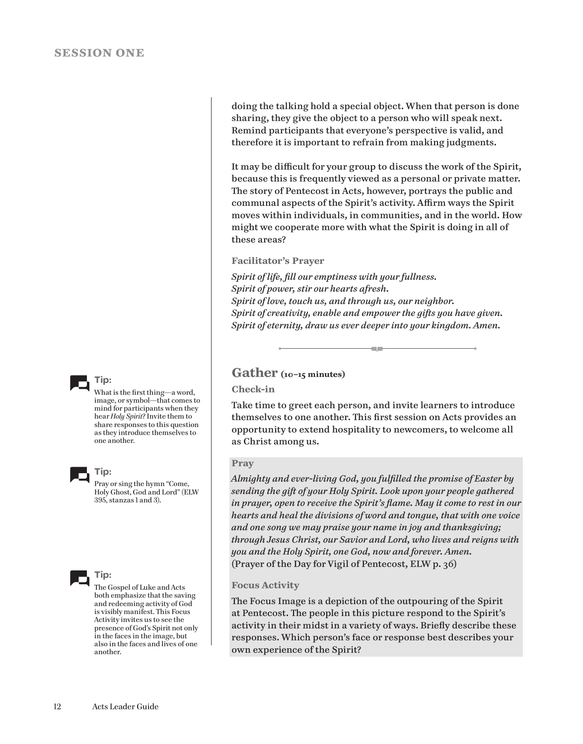doing the talking hold a special object. When that person is done sharing, they give the object to a person who will speak next. Remind participants that everyone's perspective is valid, and therefore it is important to refrain from making judgments.

It may be difficult for your group to discuss the work of the Spirit, because this is frequently viewed as a personal or private matter. The story of Pentecost in Acts, however, portrays the public and communal aspects of the Spirit's activity. Affirm ways the Spirit moves within individuals, in communities, and in the world. How might we cooperate more with what the Spirit is doing in all of these areas?

### Facilitator's Prayer

*Spirit of life, fill our emptiness with your fullness.*
*Spirit of power, stir our hearts afresh.*
*Spirit of love, touch us, and through us, our neighbor.*
*Spirit of creativity, enable and empower the gifts you have given.*
*Spirit of eternity, draw us ever deeper into your kingdom. Amen.*

## Gather (10–15 minutes)

### Check-in

Take time to greet each person, and invite learners to introduce themselves to one another. This first session on Acts provides an opportunity to extend hospitality to newcomers, to welcome all as Christ among us.

**Tip:** What is the first thing—a word, image, or symbol—that comes to mind for participants when they hear *Holy Spirit*? Invite them to share responses to this question as they introduce themselves to one another.

### Pray

*Almighty and ever-living God, you fulfilled the promise of Easter by sending the gift of your Holy Spirit. Look upon your people gathered in prayer, open to receive the Spirit's flame. May it come to rest in our hearts and heal the divisions of word and tongue, that with one voice and one song we may praise your name in joy and thanksgiving; through Jesus Christ, our Savior and Lord, who lives and reigns with you and the Holy Spirit, one God, now and forever. Amen.*
(Prayer of the Day for Vigil of Pentecost, ELW p. 36)

**Tip:** Pray or sing the hymn "Come, Holy Ghost, God and Lord" (ELW 395, stanzas 1 and 3).

### Focus Activity

The Focus Image is a depiction of the outpouring of the Spirit at Pentecost. The people in this picture respond to the Spirit's activity in their midst in a variety of ways. Briefly describe these responses. Which person's face or response best describes your own experience of the Spirit?

**Tip:** The Gospel of Luke and Acts both emphasize that the saving and redeeming activity of God is visibly manifest. This Focus Activity invites us to see the presence of God's Spirit not only in the faces in the image, but also in the faces and lives of one another.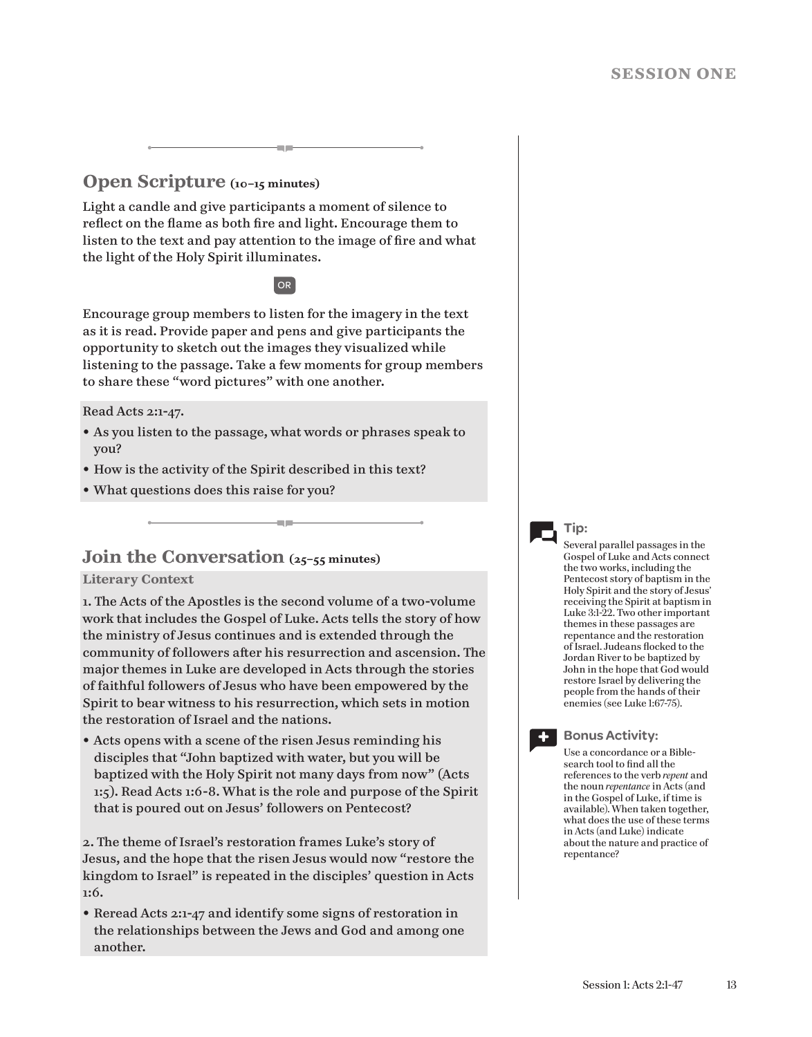## Open Scripture (10–15 minutes)

Light a candle and give participants a moment of silence to reflect on the flame as both fire and light. Encourage them to listen to the text and pay attention to the image of fire and what the light of the Holy Spirit illuminates.

OR

Encourage group members to listen for the imagery in the text as it is read. Provide paper and pens and give participants the opportunity to sketch out the images they visualized while listening to the passage. Take a few moments for group members to share these "word pictures" with one another.

Read Acts 2:1-47.

- As you listen to the passage, what words or phrases speak to you?
- How is the activity of the Spirit described in this text?
- What questions does this raise for you?

## Join the Conversation (25–55 minutes)

### Literary Context

1. The Acts of the Apostles is the second volume of a two-volume work that includes the Gospel of Luke. Acts tells the story of how the ministry of Jesus continues and is extended through the community of followers after his resurrection and ascension. The major themes in Luke are developed in Acts through the stories of faithful followers of Jesus who have been empowered by the Spirit to bear witness to his resurrection, which sets in motion the restoration of Israel and the nations.

- Acts opens with a scene of the risen Jesus reminding his disciples that "John baptized with water, but you will be baptized with the Holy Spirit not many days from now" (Acts 1:5). Read Acts 1:6-8. What is the role and purpose of the Spirit that is poured out on Jesus' followers on Pentecost?

2. The theme of Israel's restoration frames Luke's story of Jesus, and the hope that the risen Jesus would now "restore the kingdom to Israel" is repeated in the disciples' question in Acts 1:6.

- Reread Acts 2:1-47 and identify some signs of restoration in the relationships between the Jews and God and among one another.

**Tip:**

Several parallel passages in the Gospel of Luke and Acts connect the two works, including the Pentecost story of baptism in the Holy Spirit and the story of Jesus' receiving the Spirit at baptism in Luke 3:1-22. Two other important themes in these passages are repentance and the restoration of Israel. Judeans flocked to the Jordan River to be baptized by John in the hope that God would restore Israel by delivering the people from the hands of their enemies (see Luke 1:67-75).

**Bonus Activity:**

Use a concordance or a Bible-search tool to find all the references to the verb *repent* and the noun *repentance* in Acts (and in the Gospel of Luke, if time is available). When taken together, what does the use of these terms in Acts (and Luke) indicate about the nature and practice of repentance?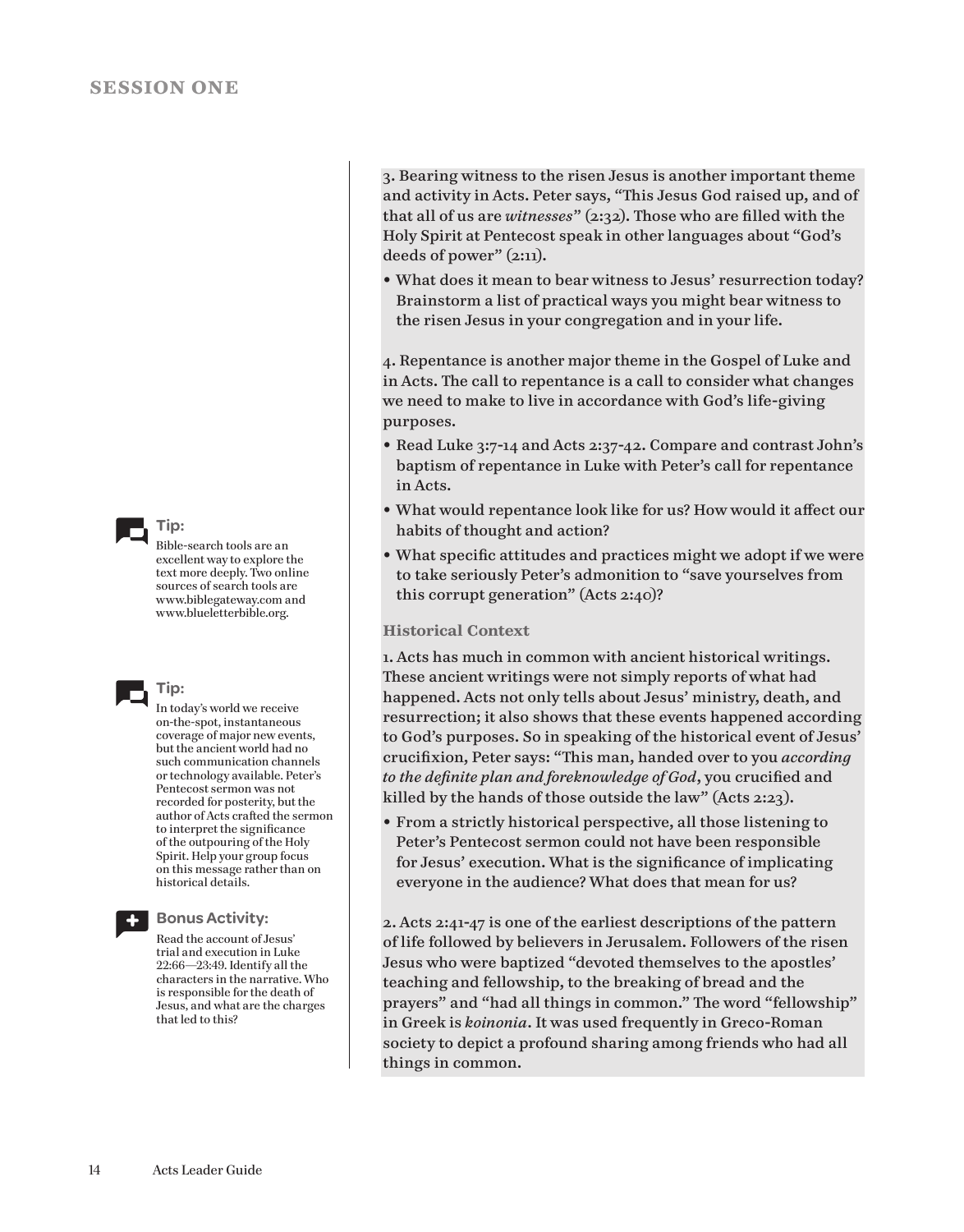3. Bearing witness to the risen Jesus is another important theme and activity in Acts. Peter says, "This Jesus God raised up, and of that all of us are *witnesses*" (2:32). Those who are filled with the Holy Spirit at Pentecost speak in other languages about "God's deeds of power" (2:11).

- What does it mean to bear witness to Jesus' resurrection today? Brainstorm a list of practical ways you might bear witness to the risen Jesus in your congregation and in your life.

4. Repentance is another major theme in the Gospel of Luke and in Acts. The call to repentance is a call to consider what changes we need to make to live in accordance with God's life-giving purposes.

- Read Luke 3:7-14 and Acts 2:37-42. Compare and contrast John's baptism of repentance in Luke with Peter's call for repentance in Acts.
- What would repentance look like for us? How would it affect our habits of thought and action?
- What specific attitudes and practices might we adopt if we were to take seriously Peter's admonition to "save yourselves from this corrupt generation" (Acts 2:40)?

**Tip:**
Bible-search tools are an excellent way to explore the text more deeply. Two online sources of search tools are www.biblegateway.com and www.blueletterbible.org.

### Historical Context

1. Acts has much in common with ancient historical writings. These ancient writings were not simply reports of what had happened. Acts not only tells about Jesus' ministry, death, and resurrection; it also shows that these events happened according to God's purposes. So in speaking of the historical event of Jesus' crucifixion, Peter says: "This man, handed over to you *according to the definite plan and foreknowledge of God*, you crucified and killed by the hands of those outside the law" (Acts 2:23).

- From a strictly historical perspective, all those listening to Peter's Pentecost sermon could not have been responsible for Jesus' execution. What is the significance of implicating everyone in the audience? What does that mean for us?

**Tip:**
In today's world we receive on-the-spot, instantaneous coverage of major new events, but the ancient world had no such communication channels or technology available. Peter's Pentecost sermon was not recorded for posterity, but the author of Acts crafted the sermon to interpret the significance of the outpouring of the Holy Spirit. Help your group focus on this message rather than on historical details.

**Bonus Activity:**
Read the account of Jesus' trial and execution in Luke 22:66—23:49. Identify all the characters in the narrative. Who is responsible for the death of Jesus, and what are the charges that led to this?

2. Acts 2:41-47 is one of the earliest descriptions of the pattern of life followed by believers in Jerusalem. Followers of the risen Jesus who were baptized "devoted themselves to the apostles' teaching and fellowship, to the breaking of bread and the prayers" and "had all things in common." The word "fellowship" in Greek is *koinonia*. It was used frequently in Greco-Roman society to depict a profound sharing among friends who had all things in common.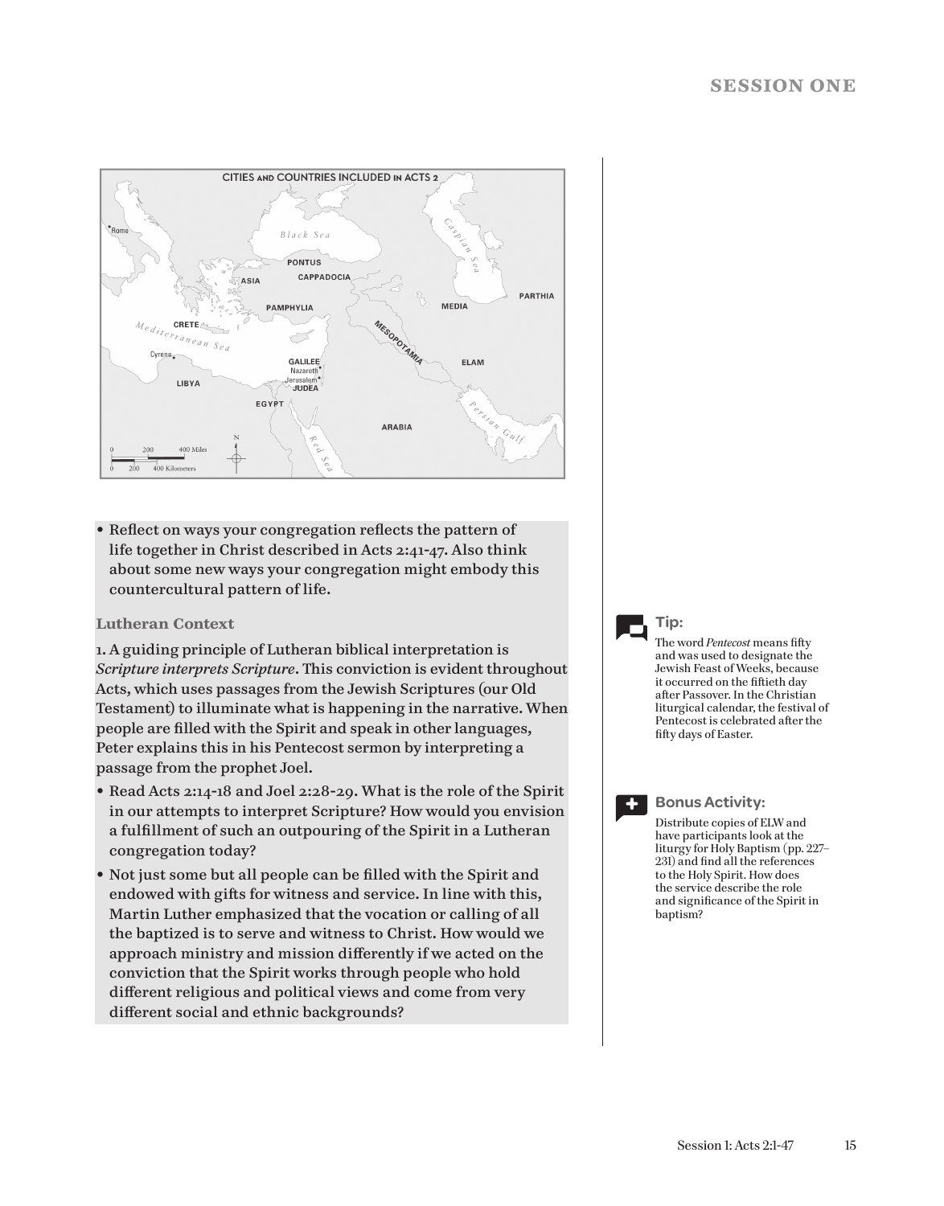CITIES AND COUNTRIES INCLUDED IN ACTS 2

- Reflect on ways your congregation reflects the pattern of life together in Christ described in Acts 2:41-47. Also think about some new ways your congregation might embody this countercultural pattern of life.

### Lutheran Context

1. A guiding principle of Lutheran biblical interpretation is *Scripture interprets Scripture*. This conviction is evident throughout Acts, which uses passages from the Jewish Scriptures (our Old Testament) to illuminate what is happening in the narrative. When people are filled with the Spirit and speak in other languages, Peter explains this in his Pentecost sermon by interpreting a passage from the prophet Joel.

- Read Acts 2:14-18 and Joel 2:28-29. What is the role of the Spirit in our attempts to interpret Scripture? How would you envision a fulfillment of such an outpouring of the Spirit in a Lutheran congregation today?
- Not just some but all people can be filled with the Spirit and endowed with gifts for witness and service. In line with this, Martin Luther emphasized that the vocation or calling of all the baptized is to serve and witness to Christ. How would we approach ministry and mission differently if we acted on the conviction that the Spirit works through people who hold different religious and political views and come from very different social and ethnic backgrounds?

**Tip:**

The word *Pentecost* means fifty and was used to designate the Jewish Feast of Weeks, because it occurred on the fiftieth day after Passover. In the Christian liturgical calendar, the festival of Pentecost is celebrated after the fifty days of Easter.

**Bonus Activity:**

Distribute copies of ELW and have participants look at the liturgy for Holy Baptism (pp. 227–231) and find all the references to the Holy Spirit. How does the service describe the role and significance of the Spirit in baptism?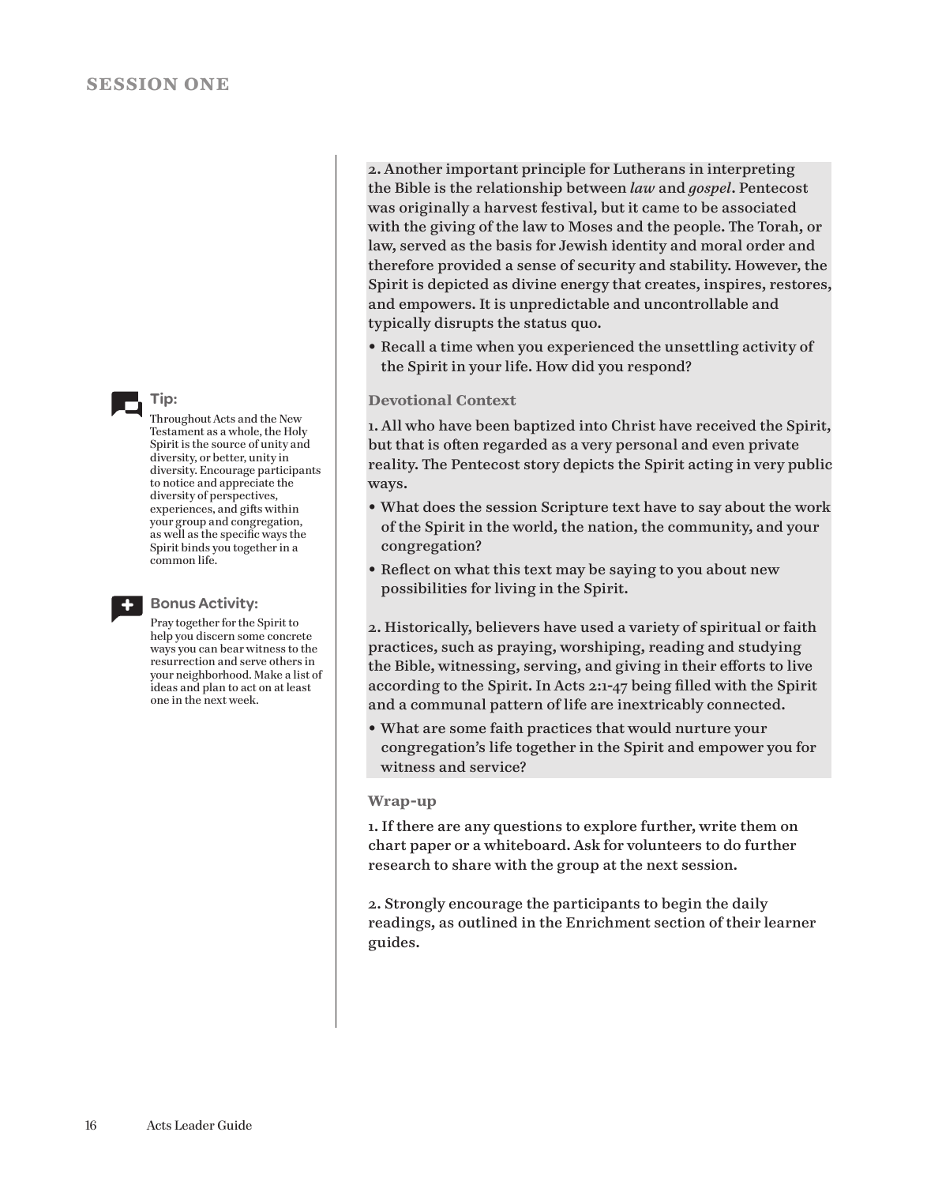2. Another important principle for Lutherans in interpreting the Bible is the relationship between *law* and *gospel*. Pentecost was originally a harvest festival, but it came to be associated with the giving of the law to Moses and the people. The Torah, or law, served as the basis for Jewish identity and moral order and therefore provided a sense of security and stability. However, the Spirit is depicted as divine energy that creates, inspires, restores, and empowers. It is unpredictable and uncontrollable and typically disrupts the status quo.

- Recall a time when you experienced the unsettling activity of the Spirit in your life. How did you respond?

### Devotional Context

1. All who have been baptized into Christ have received the Spirit, but that is often regarded as a very personal and even private reality. The Pentecost story depicts the Spirit acting in very public ways.

- What does the session Scripture text have to say about the work of the Spirit in the world, the nation, the community, and your congregation?
- Reflect on what this text may be saying to you about new possibilities for living in the Spirit.

2. Historically, believers have used a variety of spiritual or faith practices, such as praying, worshiping, reading and studying the Bible, witnessing, serving, and giving in their efforts to live according to the Spirit. In Acts 2:1-47 being filled with the Spirit and a communal pattern of life are inextricably connected.

- What are some faith practices that would nurture your congregation's life together in the Spirit and empower you for witness and service?

**Tip:** Throughout Acts and the New Testament as a whole, the Holy Spirit is the source of unity and diversity, or better, unity in diversity. Encourage participants to notice and appreciate the diversity of perspectives, experiences, and gifts within your group and congregation, as well as the specific ways the Spirit binds you together in a common life.

**Bonus Activity:** Pray together for the Spirit to help you discern some concrete ways you can bear witness to the resurrection and serve others in your neighborhood. Make a list of ideas and plan to act on at least one in the next week.

### Wrap-up

1. If there are any questions to explore further, write them on chart paper or a whiteboard. Ask for volunteers to do further research to share with the group at the next session.

2. Strongly encourage the participants to begin the daily readings, as outlined in the Enrichment section of their learner guides.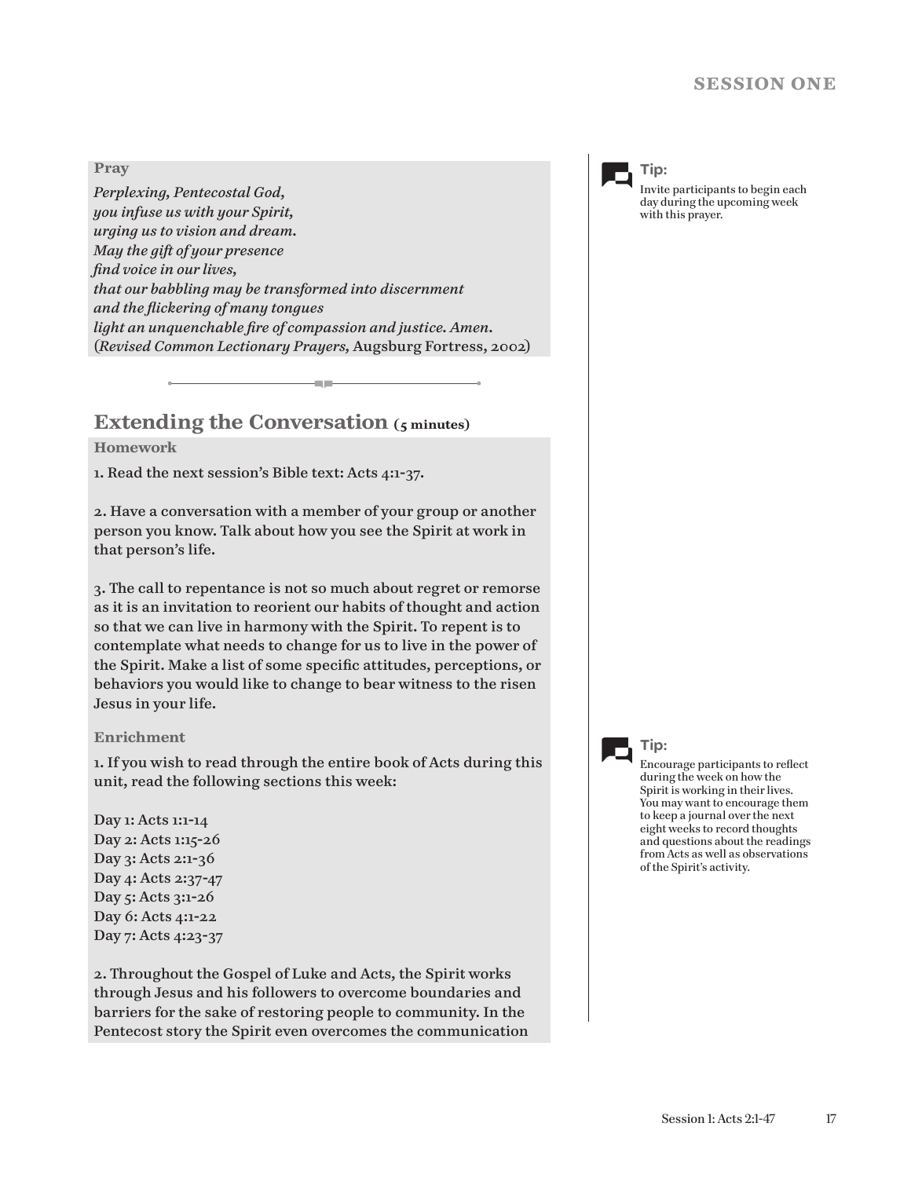**Pray**

*Perplexing, Pentecostal God,*
*you infuse us with your Spirit,*
*urging us to vision and dream.*
*May the gift of your presence*
*find voice in our lives,*
*that our babbling may be transformed into discernment*
*and the flickering of many tongues*
*light an unquenchable fire of compassion and justice. Amen.*
(*Revised Common Lectionary Prayers,* Augsburg Fortress, 2002)

**Tip:**
Invite participants to begin each day during the upcoming week with this prayer.

## Extending the Conversation (5 minutes)

**Homework**

1. Read the next session's Bible text: Acts 4:1-37.

2. Have a conversation with a member of your group or another person you know. Talk about how you see the Spirit at work in that person's life.

3. The call to repentance is not so much about regret or remorse as it is an invitation to reorient our habits of thought and action so that we can live in harmony with the Spirit. To repent is to contemplate what needs to change for us to live in the power of the Spirit. Make a list of some specific attitudes, perceptions, or behaviors you would like to change to bear witness to the risen Jesus in your life.

**Enrichment**

1. If you wish to read through the entire book of Acts during this unit, read the following sections this week:

Day 1: Acts 1:1-14
Day 2: Acts 1:15-26
Day 3: Acts 2:1-36
Day 4: Acts 2:37-47
Day 5: Acts 3:1-26
Day 6: Acts 4:1-22
Day 7: Acts 4:23-37

**Tip:**
Encourage participants to reflect during the week on how the Spirit is working in their lives. You may want to encourage them to keep a journal over the next eight weeks to record thoughts and questions about the readings from Acts as well as observations of the Spirit's activity.

2. Throughout the Gospel of Luke and Acts, the Spirit works through Jesus and his followers to overcome boundaries and barriers for the sake of restoring people to community. In the Pentecost story the Spirit even overcomes the communication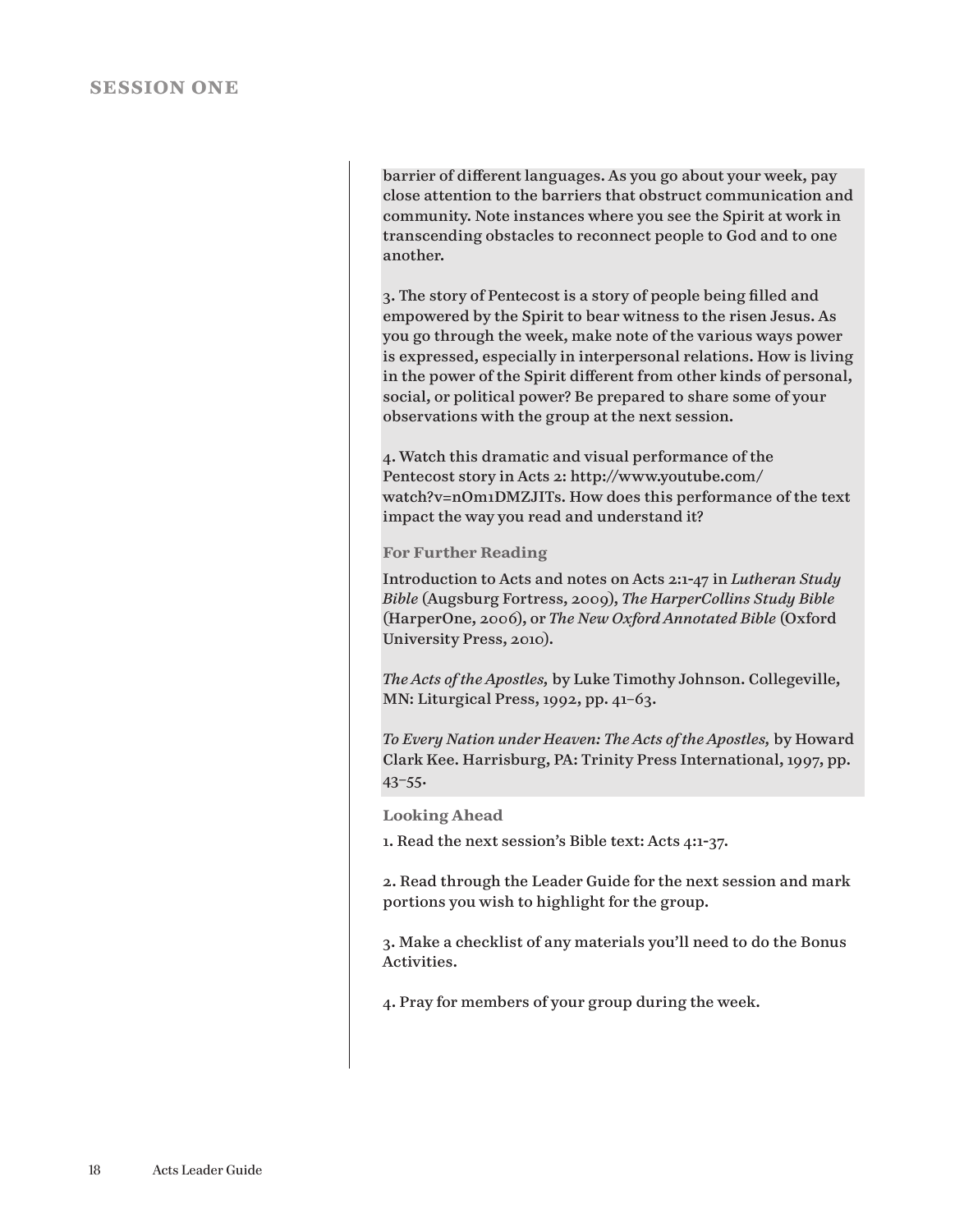barrier of different languages. As you go about your week, pay close attention to the barriers that obstruct communication and community. Note instances where you see the Spirit at work in transcending obstacles to reconnect people to God and to one another.

3. The story of Pentecost is a story of people being filled and empowered by the Spirit to bear witness to the risen Jesus. As you go through the week, make note of the various ways power is expressed, especially in interpersonal relations. How is living in the power of the Spirit different from other kinds of personal, social, or political power? Be prepared to share some of your observations with the group at the next session.

4. Watch this dramatic and visual performance of the Pentecost story in Acts 2: http://www.youtube.com/watch?v=nOm1DMZJITs. How does this performance of the text impact the way you read and understand it?

### For Further Reading

Introduction to Acts and notes on Acts 2:1-47 in *Lutheran Study Bible* (Augsburg Fortress, 2009), *The HarperCollins Study Bible* (HarperOne, 2006), or *The New Oxford Annotated Bible* (Oxford University Press, 2010).

*The Acts of the Apostles,* by Luke Timothy Johnson. Collegeville, MN: Liturgical Press, 1992, pp. 41–63.

*To Every Nation under Heaven: The Acts of the Apostles,* by Howard Clark Kee. Harrisburg, PA: Trinity Press International, 1997, pp. 43–55.

### Looking Ahead

1. Read the next session's Bible text: Acts 4:1-37.

2. Read through the Leader Guide for the next session and mark portions you wish to highlight for the group.

3. Make a checklist of any materials you'll need to do the Bonus Activities.

4. Pray for members of your group during the week.